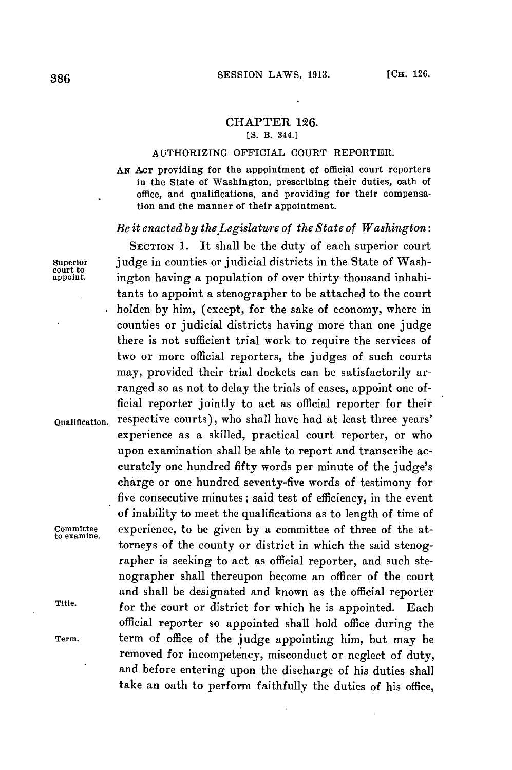# CHAPTER 126.

[S. B. 344.]

## AUTHORIZING OFFICIAL COURT REPORTER.

AN ACT providing for the appointment of official court reporters in the State of Washington, prescribing their duties, oath of office, and qualifications, and providing for their compensation and the manner of their appointment.

*Be it enacted by the Legislature of the State of Washington:*

SECTION 1. It shall be the duty of each superior court judge in counties or judicial districts in the State of Washington having a population of over thirty thousand inhabitants to appoint a stenographer to be attached to the court holden by him, (except, for the sake of economy, where in counties or judicial districts having more than one judge there is not sufficient trial work to require the services of two or more official reporters, the judges of such courts may, provided their trial dockets can be satisfactorily arranged so as not to delay the trials of cases, appoint one official reporter jointly to act as official reporter for their respective courts), who shall have had at least three years' experience as a skilled, practical court reporter, or who upon examination shall be able to report and transcribe accurately one hundred fifty words per minute of the judge's charge or one hundred seventy-five words of testimony for five consecutive minutes; said test of efficiency, in the event of inability to meet the qualifications as to length of time of experience, to be given by a committee of three of the attorneys of the county or district in which the said stenographer is seeking to act as official reporter, and such stenographer shall thereupon become an officer of the court and shall be designated and known as the official reporter for the court or district for which he is appointed. Each official reporter so appointed shall hold office during the term of office of the judge appointing him, but may be removed for incompetency, misconduct or neglect of duty, and before entering upon the discharge of his duties shall take an oath to perform faithfully the duties of his office,

Superior court to appoint.

Qualification.

Committee to examine.

Title.

Term.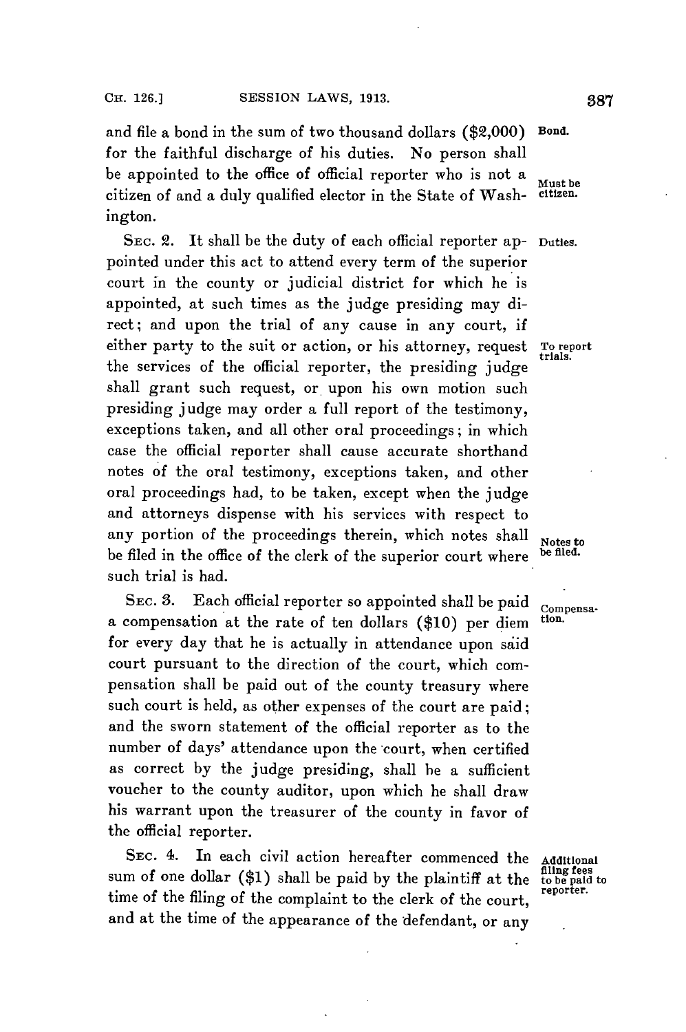and file a bond in the sum of two thousand dollars ($2,000) for the faithful discharge of his duties. No person shall be appointed to the office of official reporter who is not a citizen of and a duly qualified elector in the State of Washington.

SEC. 2. It shall be the duty of each official reporter appointed under this act to attend every term of the superior court in the county or judicial district for which he is appointed, at such times as the judge presiding may direct; and upon the trial of any cause in any court, if either party to the suit or action, or his attorney, request the services of the official reporter, the presiding judge shall grant such request, or upon his own motion such presiding judge may order a full report of the testimony, exceptions taken, and all other oral proceedings; in which case the official reporter shall cause accurate shorthand notes of the oral testimony, exceptions taken, and other oral proceedings had, to be taken, except when the judge and attorneys dispense with his services with respect to any portion of the proceedings therein, which notes shall be filed in the office of the clerk of the superior court where such trial is had.

SEC. 3. Each official reporter so appointed shall be paid a compensation at the rate of ten dollars ($10) per diem for every day that he is actually in attendance upon said court pursuant to the direction of the court, which compensation shall be paid out of the county treasury where such court is held, as other expenses of the court are paid; and the sworn statement of the official reporter as to the number of days' attendance upon the court, when certified as correct by the judge presiding, shall be a sufficient voucher to the county auditor, upon which he shall draw his warrant upon the treasurer of the county in favor of the official reporter.

SEC. 4. In each civil action hereafter commenced the sum of one dollar ($1) shall be paid by the plaintiff at the time of the filing of the complaint to the clerk of the court, and at the time of the appearance of the defendant, or any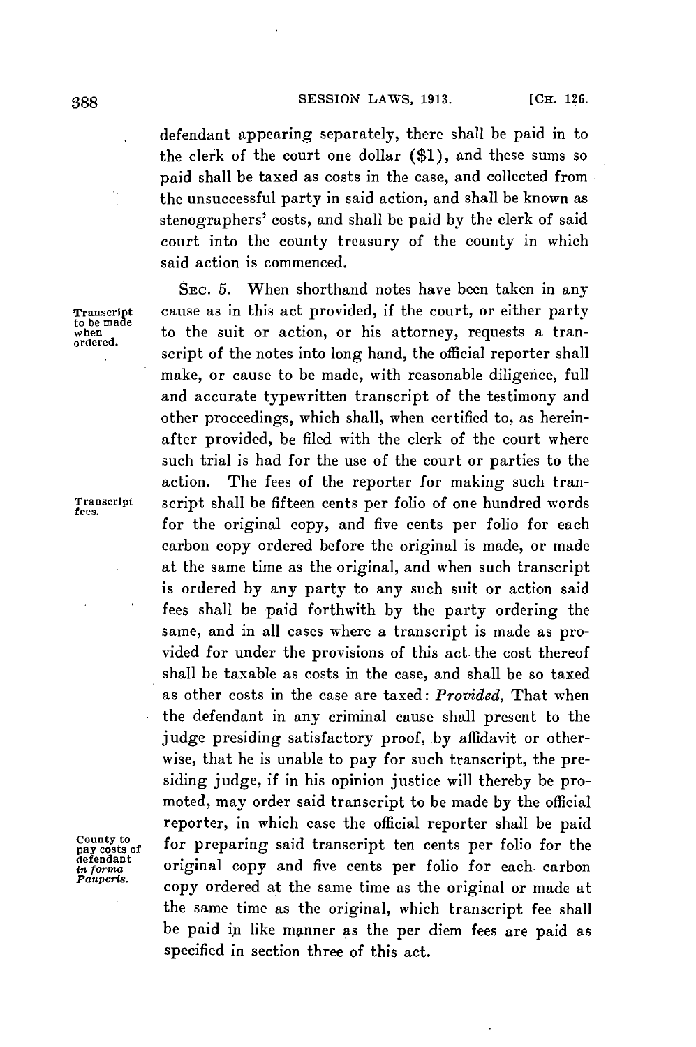defendant appearing separately, there shall be paid in to the clerk of the court one dollar ($1), and these sums so paid shall be taxed as costs in the case, and collected from the unsuccessful party in said action, and shall be known as stenographers' costs, and shall be paid by the clerk of said court into the county treasury of the county in which said action is commenced.

Transcript to be made when ordered.

SEC. 5. When shorthand notes have been taken in any cause as in this act provided, if the court, or either party to the suit or action, or his attorney, requests a transcript of the notes into long hand, the official reporter shall make, or cause to be made, with reasonable diligence, full and accurate typewritten transcript of the testimony and other proceedings, which shall, when certified to, as hereinafter provided, be filed with the clerk of the court where such trial is had for the use of the court or parties to the action. The fees of the reporter for making such transcript shall be fifteen cents per folio of one hundred words for the original copy, and five cents per folio for each carbon copy ordered before the original is made, or made at the same time as the original, and when such transcript is ordered by any party to any such suit or action said fees shall be paid forthwith by the party ordering the same, and in all cases where a transcript is made as provided for under the provisions of this act the cost thereof shall be taxable as costs in the case, and shall be so taxed as other costs in the case are taxed: *Provided,* That when the defendant in any criminal cause shall present to the judge presiding satisfactory proof, by affidavit or otherwise, that he is unable to pay for such transcript, the presiding judge, if in his opinion justice will thereby be promoted, may order said transcript to be made by the official reporter, in which case the official reporter shall be paid for preparing said transcript ten cents per folio for the original copy and five cents per folio for each carbon copy ordered at the same time as the original or made at the same time as the original, which transcript fee shall be paid in like manner as the per diem fees are paid as specified in section three of this act.

Transcript fees.

County to pay costs of defendant *in forma Pauperis.*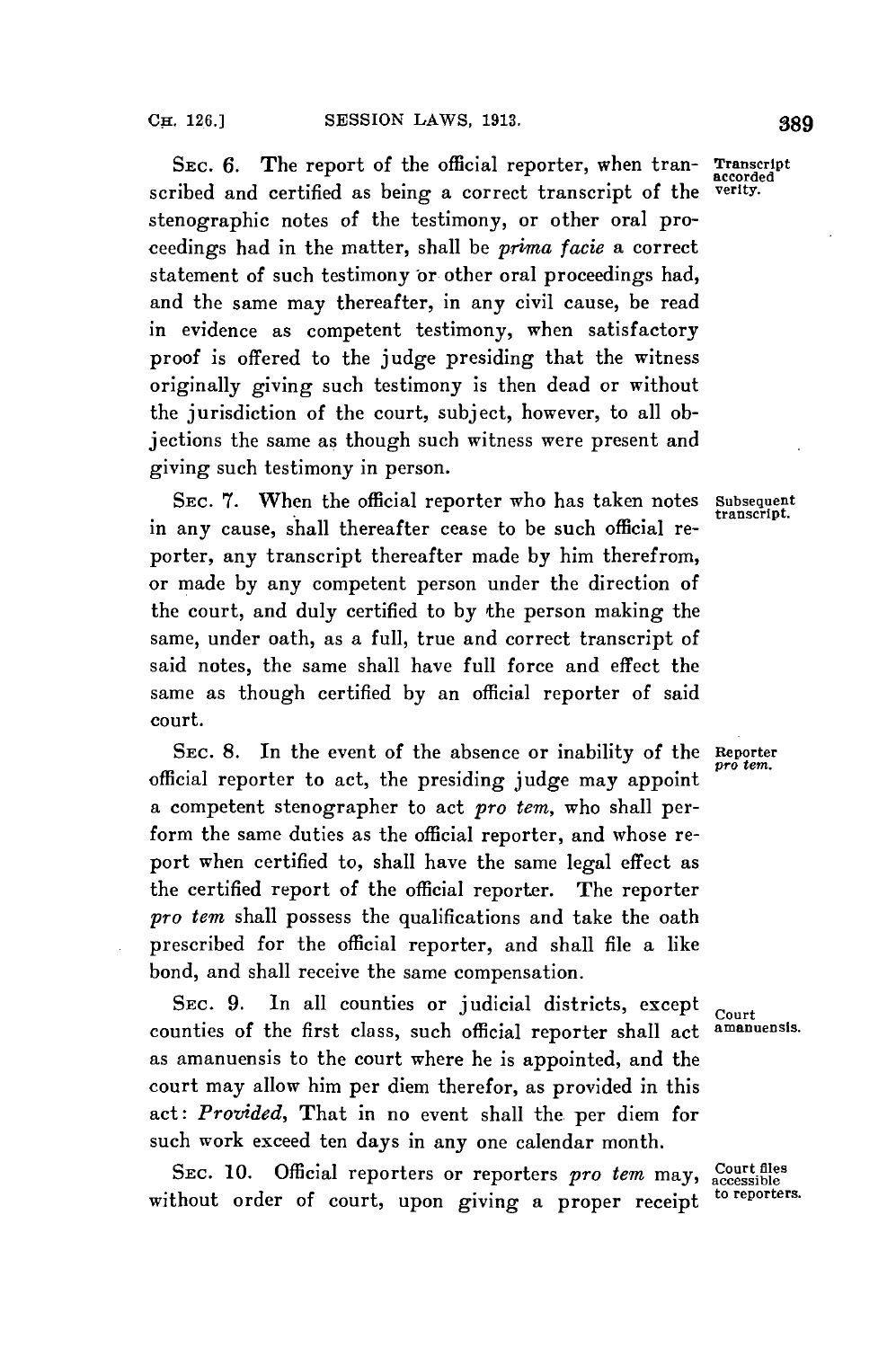SEC. 6. The report of the official reporter, when transcribed and certified as being a correct transcript of the stenographic notes of the testimony, or other oral proceedings had in the matter, shall be *prima facie* a correct statement of such testimony or other oral proceedings had, and the same may thereafter, in any civil cause, be read in evidence as competent testimony, when satisfactory proof is offered to the judge presiding that the witness originally giving such testimony is then dead or without the jurisdiction of the court, subject, however, to all objections the same as though such witness were present and giving such testimony in person.

Transcript accorded verity.

SEC. 7. When the official reporter who has taken notes in any cause, shall thereafter cease to be such official reporter, any transcript thereafter made by him therefrom, or made by any competent person under the direction of the court, and duly certified to by the person making the same, under oath, as a full, true and correct transcript of said notes, the same shall have full force and effect the same as though certified by an official reporter of said court.

Subsequent transcript.

SEC. 8. In the event of the absence or inability of the official reporter to act, the presiding judge may appoint a competent stenographer to act *pro tem*, who shall perform the same duties as the official reporter, and whose report when certified to, shall have the same legal effect as the certified report of the official reporter. The reporter *pro tem* shall possess the qualifications and take the oath prescribed for the official reporter, and shall file a like bond, and shall receive the same compensation.

Reporter *pro tem.*

SEC. 9. In all counties or judicial districts, except counties of the first class, such official reporter shall act as amanuensis to the court where he is appointed, and the court may allow him per diem therefor, as provided in this act: *Provided*, That in no event shall the per diem for such work exceed ten days in any one calendar month.

Court amanuensis.

SEC. 10. Official reporters or reporters *pro tem* may, without order of court, upon giving a proper receipt

Court files accessible to reporters.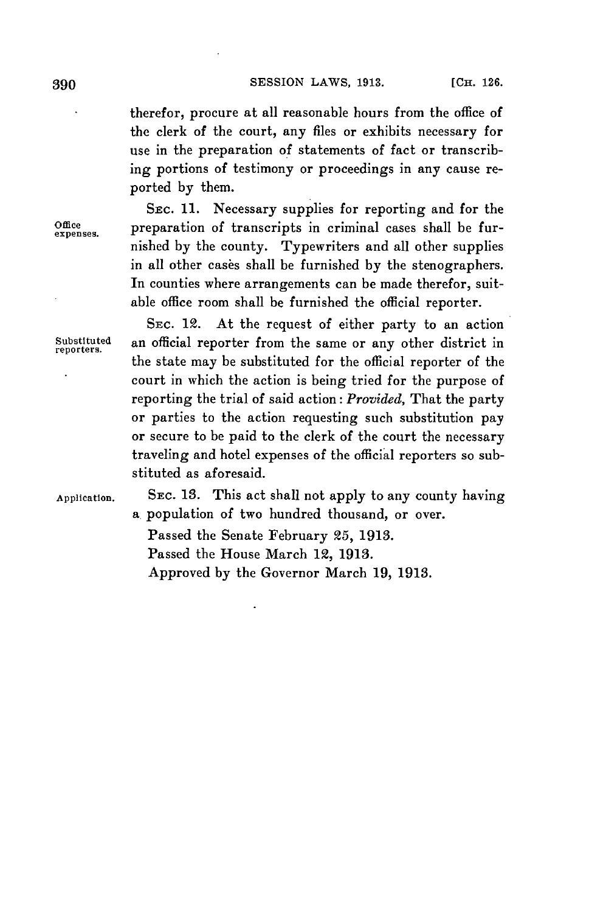therefor, procure at all reasonable hours from the office of the clerk of the court, any files or exhibits necessary for use in the preparation of statements of fact or transcribing portions of testimony or proceedings in any cause reported by them.

Office expenses.

SEC. 11. Necessary supplies for reporting and for the preparation of transcripts in criminal cases shall be furnished by the county. Typewriters and all other supplies in all other cases shall be furnished by the stenographers. In counties where arrangements can be made therefor, suitable office room shall be furnished the official reporter.

Substituted reporters.

SEC. 12. At the request of either party to an action an official reporter from the same or any other district in the state may be substituted for the official reporter of the court in which the action is being tried for the purpose of reporting the trial of said action: *Provided*, That the party or parties to the action requesting such substitution pay or secure to be paid to the clerk of the court the necessary traveling and hotel expenses of the official reporters so substituted as aforesaid.

Application.

SEC. 13. This act shall not apply to any county having a population of two hundred thousand, or over.

Passed the Senate February 25, 1913.

Passed the House March 12, 1913.

Approved by the Governor March 19, 1913.